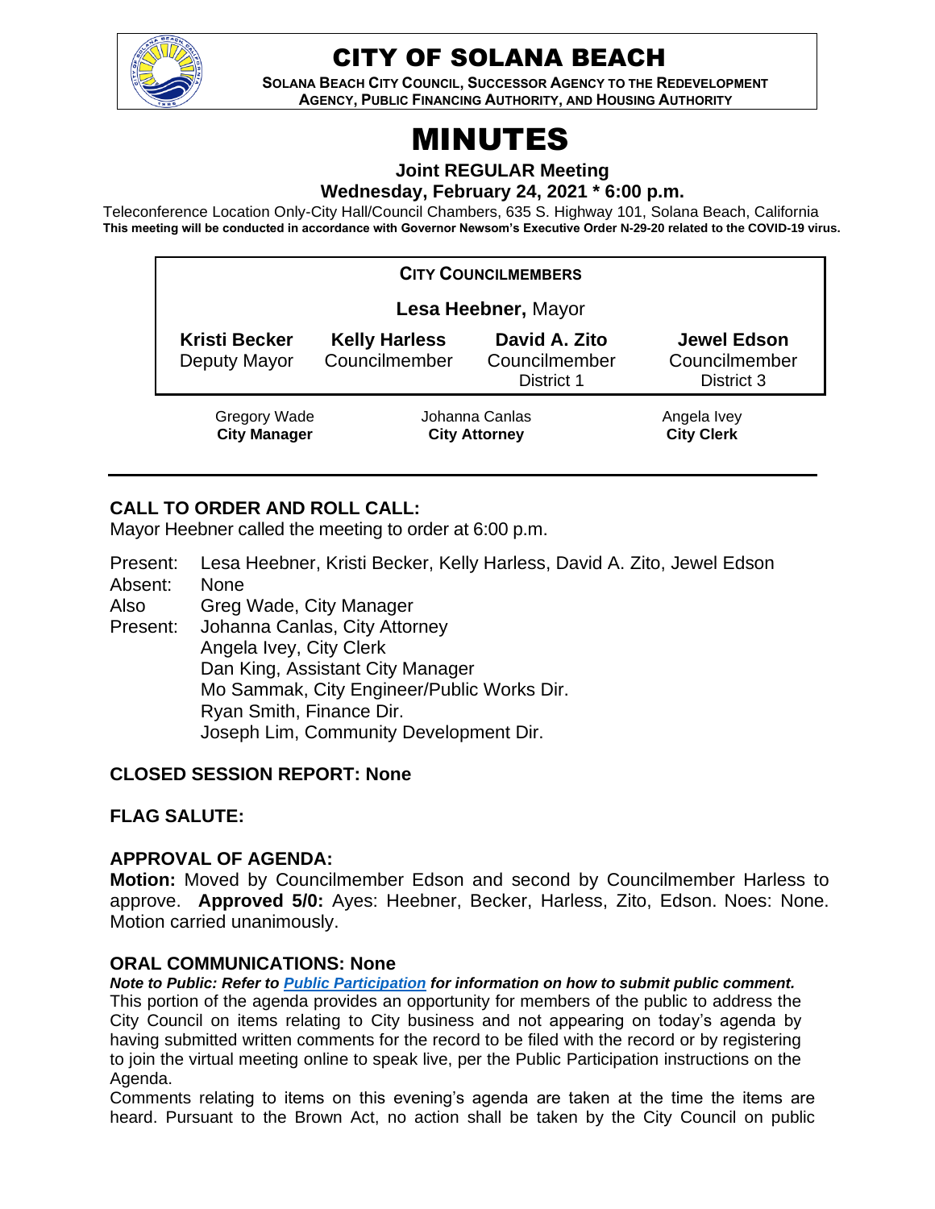# CITY OF SOLANA BEACH

**SOLANA BEACH CITY COUNCIL, SUCCESSOR AGENCY TO THE REDEVELOPMENT AGENCY, PUBLIC FINANCING AUTHORITY, AND HOUSING AUTHORITY**

# MINUTES

**Joint REGULAR Meeting**
**Wednesday, February 24, 2021 * 6:00 p.m.**

Teleconference Location Only-City Hall/Council Chambers, 635 S. Highway 101, Solana Beach, California
**This meeting will be conducted in accordance with Governor Newsom's Executive Order N-29-20 related to the COVID-19 virus.**

| **CITY COUNCILMEMBERS** | | | |
|---|---|---|---|
| **Lesa Heebner,** Mayor | | | |
| **Kristi Becker** Deputy Mayor | **Kelly Harless** Councilmember | **David A. Zito** Councilmember District 1 | **Jewel Edson** Councilmember District 3 |

| Gregory Wade | Johanna Canlas | Angela Ivey |
|---|---|---|
| **City Manager** | **City Attorney** | **City Clerk** |

## CALL TO ORDER AND ROLL CALL:

Mayor Heebner called the meeting to order at 6:00 p.m.

Present: Lesa Heebner, Kristi Becker, Kelly Harless, David A. Zito, Jewel Edson
Absent: None
Also Present: Greg Wade, City Manager
Johanna Canlas, City Attorney
Angela Ivey, City Clerk
Dan King, Assistant City Manager
Mo Sammak, City Engineer/Public Works Dir.
Ryan Smith, Finance Dir.
Joseph Lim, Community Development Dir.

## CLOSED SESSION REPORT: None

## FLAG SALUTE:

## APPROVAL OF AGENDA:

**Motion:** Moved by Councilmember Edson and second by Councilmember Harless to approve. **Approved 5/0:** Ayes: Heebner, Becker, Harless, Zito, Edson. Noes: None. Motion carried unanimously.

## ORAL COMMUNICATIONS: None

***Note to Public: Refer to [Public Participation](#) for information on how to submit public comment.***

This portion of the agenda provides an opportunity for members of the public to address the City Council on items relating to City business and not appearing on today's agenda by having submitted written comments for the record to be filed with the record or by registering to join the virtual meeting online to speak live, per the Public Participation instructions on the Agenda.

Comments relating to items on this evening's agenda are taken at the time the items are heard. Pursuant to the Brown Act, no action shall be taken by the City Council on public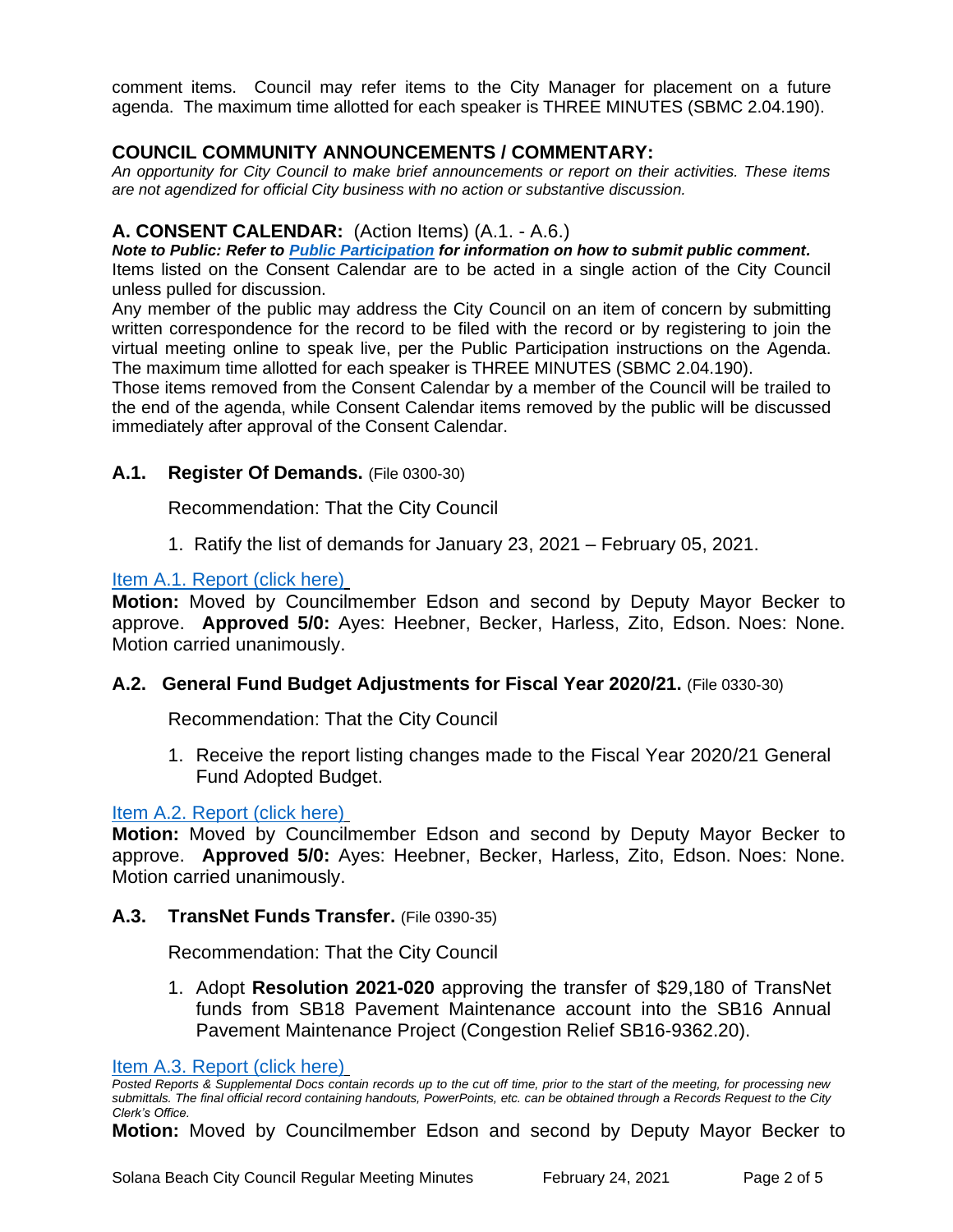comment items. Council may refer items to the City Manager for placement on a future agenda. The maximum time allotted for each speaker is THREE MINUTES (SBMC 2.04.190).

## COUNCIL COMMUNITY ANNOUNCEMENTS / COMMENTARY:

*An opportunity for City Council to make brief announcements or report on their activities. These items are not agendized for official City business with no action or substantive discussion.*

## A. CONSENT CALENDAR: (Action Items) (A.1. - A.6.)

***Note to Public: Refer to Public Participation for information on how to submit public comment.***

Items listed on the Consent Calendar are to be acted in a single action of the City Council unless pulled for discussion.

Any member of the public may address the City Council on an item of concern by submitting written correspondence for the record to be filed with the record or by registering to join the virtual meeting online to speak live, per the Public Participation instructions on the Agenda. The maximum time allotted for each speaker is THREE MINUTES (SBMC 2.04.190).

Those items removed from the Consent Calendar by a member of the Council will be trailed to the end of the agenda, while Consent Calendar items removed by the public will be discussed immediately after approval of the Consent Calendar.

### A.1. Register Of Demands. (File 0300-30)

Recommendation: That the City Council

1. Ratify the list of demands for January 23, 2021 – February 05, 2021.

Item A.1. Report (click here)

**Motion:** Moved by Councilmember Edson and second by Deputy Mayor Becker to approve. **Approved 5/0:** Ayes: Heebner, Becker, Harless, Zito, Edson. Noes: None. Motion carried unanimously.

### A.2. General Fund Budget Adjustments for Fiscal Year 2020/21. (File 0330-30)

Recommendation: That the City Council

1. Receive the report listing changes made to the Fiscal Year 2020/21 General Fund Adopted Budget.

Item A.2. Report (click here)

**Motion:** Moved by Councilmember Edson and second by Deputy Mayor Becker to approve. **Approved 5/0:** Ayes: Heebner, Becker, Harless, Zito, Edson. Noes: None. Motion carried unanimously.

### A.3. TransNet Funds Transfer. (File 0390-35)

Recommendation: That the City Council

1. Adopt **Resolution 2021-020** approving the transfer of $29,180 of TransNet funds from SB18 Pavement Maintenance account into the SB16 Annual Pavement Maintenance Project (Congestion Relief SB16-9362.20).

Item A.3. Report (click here)

*Posted Reports & Supplemental Docs contain records up to the cut off time, prior to the start of the meeting, for processing new submittals. The final official record containing handouts, PowerPoints, etc. can be obtained through a Records Request to the City Clerk's Office.*

**Motion:** Moved by Councilmember Edson and second by Deputy Mayor Becker to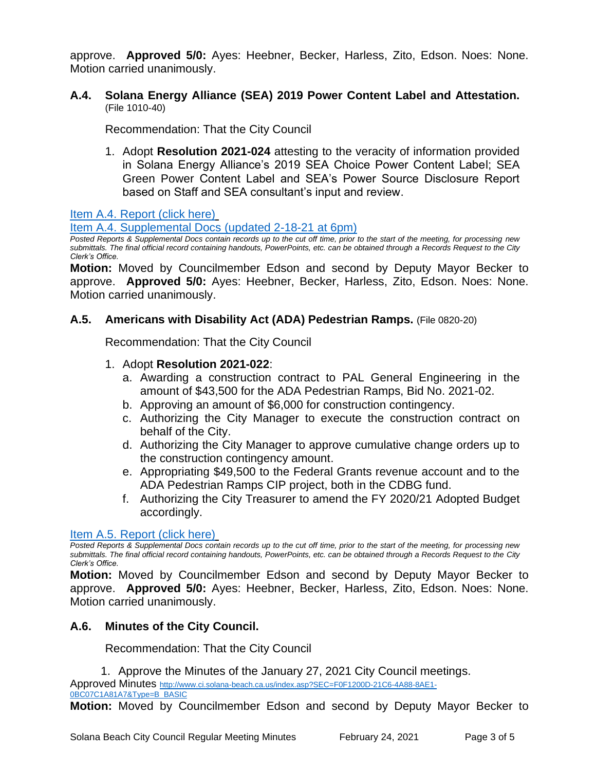approve. **Approved 5/0:** Ayes: Heebner, Becker, Harless, Zito, Edson. Noes: None. Motion carried unanimously.

### A.4. Solana Energy Alliance (SEA) 2019 Power Content Label and Attestation. (File 1010-40)

Recommendation: That the City Council

1. Adopt **Resolution 2021-024** attesting to the veracity of information provided in Solana Energy Alliance's 2019 SEA Choice Power Content Label; SEA Green Power Content Label and SEA's Power Source Disclosure Report based on Staff and SEA consultant's input and review.

Item A.4. Report (click here)

Item A.4. Supplemental Docs (updated 2-18-21 at 6pm)

*Posted Reports & Supplemental Docs contain records up to the cut off time, prior to the start of the meeting, for processing new submittals. The final official record containing handouts, PowerPoints, etc. can be obtained through a Records Request to the City Clerk's Office.*

**Motion:** Moved by Councilmember Edson and second by Deputy Mayor Becker to approve. **Approved 5/0:** Ayes: Heebner, Becker, Harless, Zito, Edson. Noes: None. Motion carried unanimously.

### A.5. Americans with Disability Act (ADA) Pedestrian Ramps. (File 0820-20)

Recommendation: That the City Council

1. Adopt **Resolution 2021-022**:
   a. Awarding a construction contract to PAL General Engineering in the amount of $43,500 for the ADA Pedestrian Ramps, Bid No. 2021-02.
   b. Approving an amount of $6,000 for construction contingency.
   c. Authorizing the City Manager to execute the construction contract on behalf of the City.
   d. Authorizing the City Manager to approve cumulative change orders up to the construction contingency amount.
   e. Appropriating $49,500 to the Federal Grants revenue account and to the ADA Pedestrian Ramps CIP project, both in the CDBG fund.
   f. Authorizing the City Treasurer to amend the FY 2020/21 Adopted Budget accordingly.

Item A.5. Report (click here)

*Posted Reports & Supplemental Docs contain records up to the cut off time, prior to the start of the meeting, for processing new submittals. The final official record containing handouts, PowerPoints, etc. can be obtained through a Records Request to the City Clerk's Office.*

**Motion:** Moved by Councilmember Edson and second by Deputy Mayor Becker to approve. **Approved 5/0:** Ayes: Heebner, Becker, Harless, Zito, Edson. Noes: None. Motion carried unanimously.

### A.6. Minutes of the City Council.

Recommendation: That the City Council

1. Approve the Minutes of the January 27, 2021 City Council meetings.

Approved Minutes http://www.ci.solana-beach.ca.us/index.asp?SEC=F0F1200D-21C6-4A88-8AE1-0BC07C1A81A7&Type=B_BASIC

**Motion:** Moved by Councilmember Edson and second by Deputy Mayor Becker to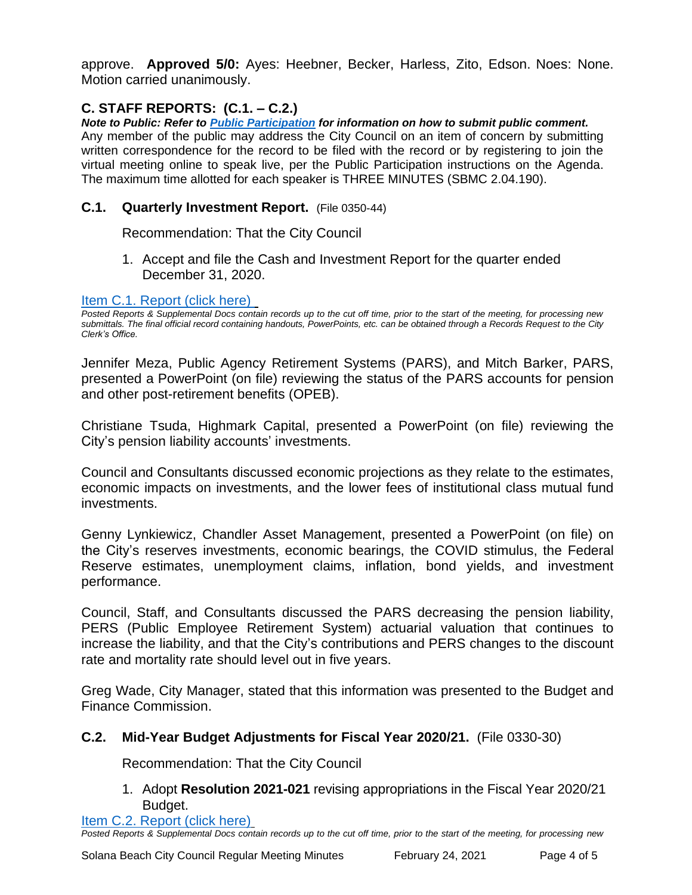approve. **Approved 5/0:** Ayes: Heebner, Becker, Harless, Zito, Edson. Noes: None. Motion carried unanimously.

## C. STAFF REPORTS: (C.1. – C.2.)

***Note to Public: Refer to Public Participation for information on how to submit public comment.***
Any member of the public may address the City Council on an item of concern by submitting written correspondence for the record to be filed with the record or by registering to join the virtual meeting online to speak live, per the Public Participation instructions on the Agenda. The maximum time allotted for each speaker is THREE MINUTES (SBMC 2.04.190).

### C.1. Quarterly Investment Report. (File 0350-44)

Recommendation: That the City Council

1. Accept and file the Cash and Investment Report for the quarter ended December 31, 2020.

Item C.1. Report (click here)

*Posted Reports & Supplemental Docs contain records up to the cut off time, prior to the start of the meeting, for processing new submittals. The final official record containing handouts, PowerPoints, etc. can be obtained through a Records Request to the City Clerk's Office.*

Jennifer Meza, Public Agency Retirement Systems (PARS), and Mitch Barker, PARS, presented a PowerPoint (on file) reviewing the status of the PARS accounts for pension and other post-retirement benefits (OPEB).

Christiane Tsuda, Highmark Capital, presented a PowerPoint (on file) reviewing the City's pension liability accounts' investments.

Council and Consultants discussed economic projections as they relate to the estimates, economic impacts on investments, and the lower fees of institutional class mutual fund investments.

Genny Lynkiewicz, Chandler Asset Management, presented a PowerPoint (on file) on the City's reserves investments, economic bearings, the COVID stimulus, the Federal Reserve estimates, unemployment claims, inflation, bond yields, and investment performance.

Council, Staff, and Consultants discussed the PARS decreasing the pension liability, PERS (Public Employee Retirement System) actuarial valuation that continues to increase the liability, and that the City's contributions and PERS changes to the discount rate and mortality rate should level out in five years.

Greg Wade, City Manager, stated that this information was presented to the Budget and Finance Commission.

### C.2. Mid-Year Budget Adjustments for Fiscal Year 2020/21. (File 0330-30)

Recommendation: That the City Council

1. Adopt **Resolution 2021-021** revising appropriations in the Fiscal Year 2020/21 Budget.

Item C.2. Report (click here)

*Posted Reports & Supplemental Docs contain records up to the cut off time, prior to the start of the meeting, for processing new*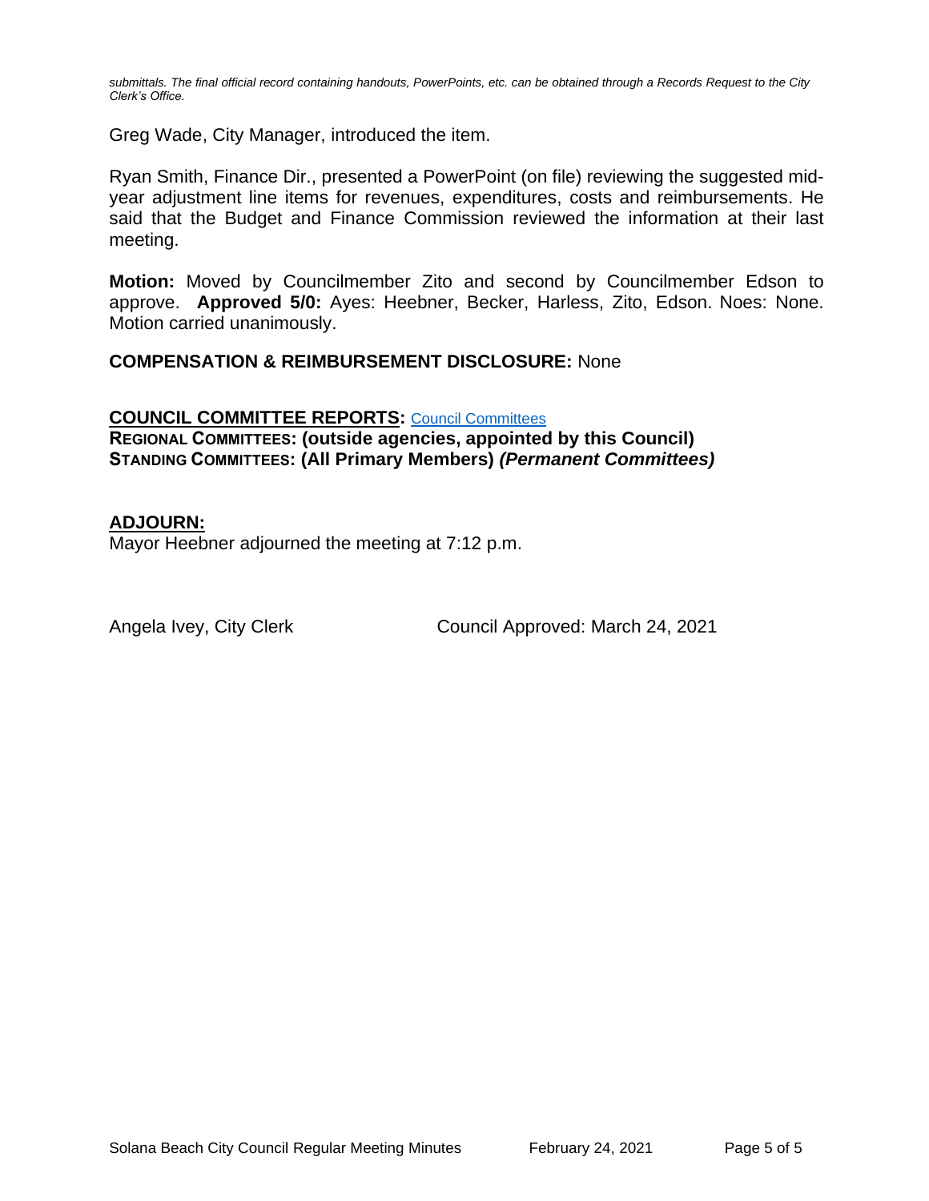*submittals. The final official record containing handouts, PowerPoints, etc. can be obtained through a Records Request to the City Clerk's Office.*

Greg Wade, City Manager, introduced the item.

Ryan Smith, Finance Dir., presented a PowerPoint (on file) reviewing the suggested mid-year adjustment line items for revenues, expenditures, costs and reimbursements. He said that the Budget and Finance Commission reviewed the information at their last meeting.

**Motion:** Moved by Councilmember Zito and second by Councilmember Edson to approve. **Approved 5/0:** Ayes: Heebner, Becker, Harless, Zito, Edson. Noes: None. Motion carried unanimously.

**COMPENSATION & REIMBURSEMENT DISCLOSURE:** None

**COUNCIL COMMITTEE REPORTS:** [Council Committees]

**REGIONAL COMMITTEES: (outside agencies, appointed by this Council)**
**STANDING COMMITTEES: (All Primary Members)** ***(Permanent Committees)***

**ADJOURN:**

Mayor Heebner adjourned the meeting at 7:12 p.m.

Angela Ivey, City Clerk &nbsp;&nbsp;&nbsp;&nbsp;&nbsp;&nbsp;&nbsp;&nbsp; Council Approved: March 24, 2021